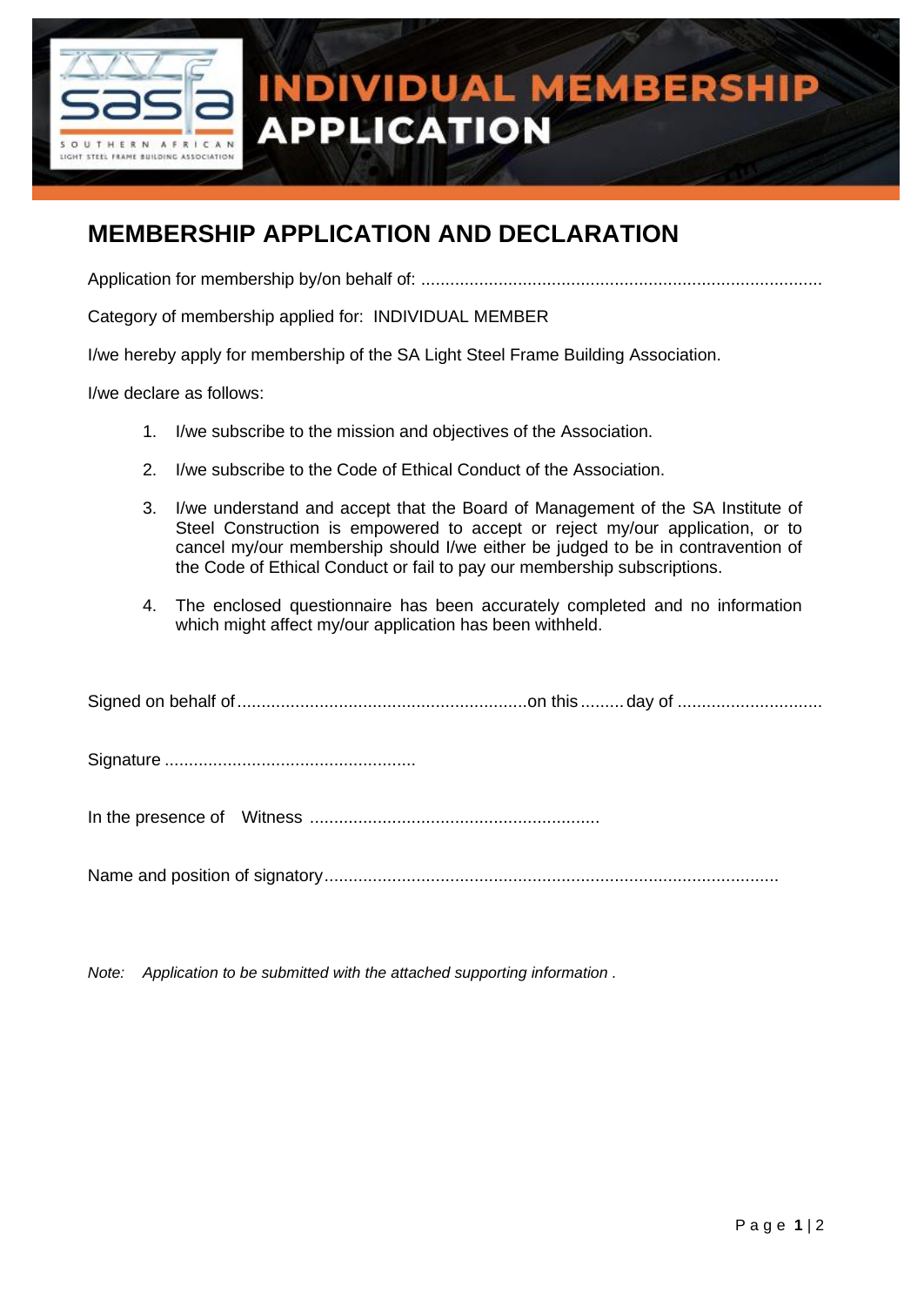# INDIVIDUAL MEMBERSHIP APPLICATION

## MEMBERSHIP APPLICATION AND DECLARATION

Application for membership by/on behalf of: ....................................................................................

Category of membership applied for: INDIVIDUAL MEMBER

I/we hereby apply for membership of the SA Light Steel Frame Building Association.

I/we declare as follows:

1. I/we subscribe to the mission and objectives of the Association.
2. I/we subscribe to the Code of Ethical Conduct of the Association.
3. I/we understand and accept that the Board of Management of the SA Institute of Steel Construction is empowered to accept or reject my/our application, or to cancel my/our membership should I/we either be judged to be in contravention of the Code of Ethical Conduct or fail to pay our membership subscriptions.
4. The enclosed questionnaire has been accurately completed and no information which might affect my/our application has been withheld.

Signed on behalf of............................................................on this ......... day of ..............................

Signature ....................................................

In the presence of Witness ............................................................

Name and position of signatory..............................................................................................

*Note: Application to be submitted with the attached supporting information .*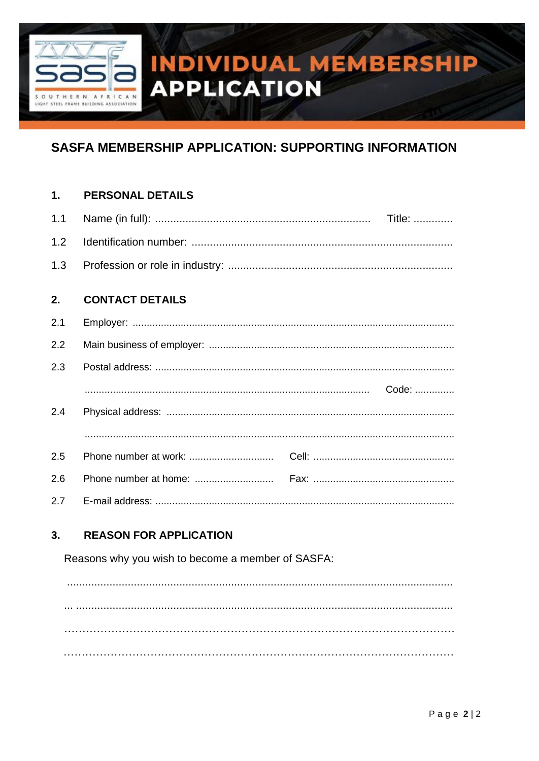# INDIVIDUAL MEMBERSHIP APPLICATION

## SASFA MEMBERSHIP APPLICATION: SUPPORTING INFORMATION

### 1. PERSONAL DETAILS

1.1 Name (in full): ....................................................................... Title: .............

1.2 Identification number: .....................................................................................

1.3 Profession or role in industry: .........................................................................

### 2. CONTACT DETAILS

2.1 Employer: ................................................................................................................

2.2 Main business of employer: ......................................................................................

2.3 Postal address: .........................................................................................................

.................................................................................................... Code: ..............

2.4 Physical address: .....................................................................................................

..................................................................................................................................

2.5 Phone number at work: .............................. Cell: ..................................................

2.6 Phone number at home: ............................ Fax: ..................................................

2.7 E-mail address: .........................................................................................................

### 3. REASON FOR APPLICATION

Reasons why you wish to become a member of SASFA:

..............................................................................................................................

... ..........................................................................................................................

……………………………………………………………………………………………

……………………………………………………………………………………………